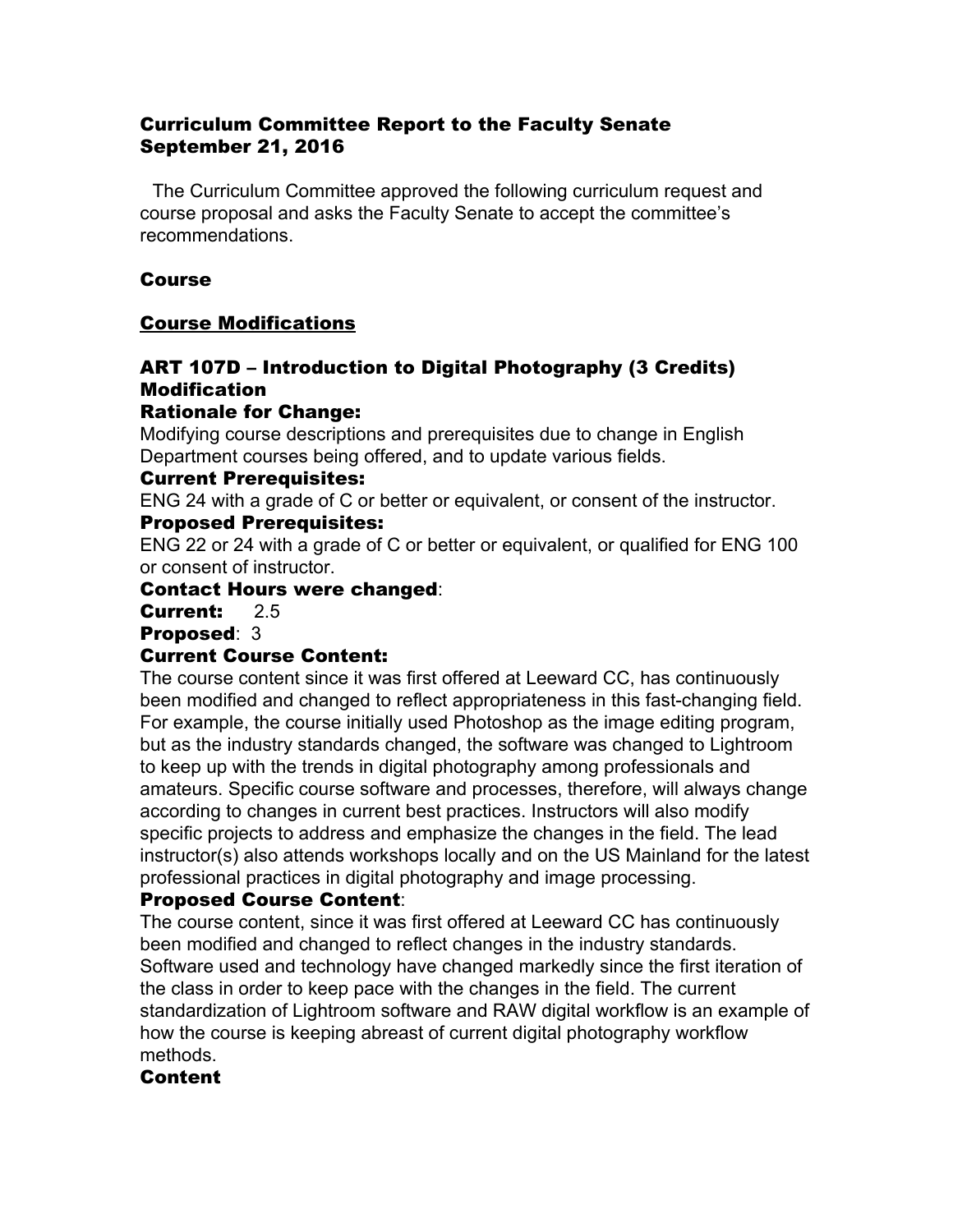# Curriculum Committee Report to the Faculty Senate
# September 21, 2016

The Curriculum Committee approved the following curriculum request and course proposal and asks the Faculty Senate to accept the committee's recommendations.

## Course

## Course Modifications

### ART 107D – Introduction to Digital Photography (3 Credits) Modification

**Rationale for Change:**

Modifying course descriptions and prerequisites due to change in English Department courses being offered, and to update various fields.

**Current Prerequisites:**

ENG 24 with a grade of C or better or equivalent, or consent of the instructor.

**Proposed Prerequisites:**

ENG 22 or 24 with a grade of C or better or equivalent, or qualified for ENG 100 or consent of instructor.

**Contact Hours were changed**:

**Current:** 2.5

**Proposed**: 3

**Current Course Content:**

The course content since it was first offered at Leeward CC, has continuously been modified and changed to reflect appropriateness in this fast-changing field. For example, the course initially used Photoshop as the image editing program, but as the industry standards changed, the software was changed to Lightroom to keep up with the trends in digital photography among professionals and amateurs. Specific course software and processes, therefore, will always change according to changes in current best practices. Instructors will also modify specific projects to address and emphasize the changes in the field. The lead instructor(s) also attends workshops locally and on the US Mainland for the latest professional practices in digital photography and image processing.

**Proposed Course Content**:

The course content, since it was first offered at Leeward CC has continuously been modified and changed to reflect changes in the industry standards. Software used and technology have changed markedly since the first iteration of the class in order to keep pace with the changes in the field. The current standardization of Lightroom software and RAW digital workflow is an example of how the course is keeping abreast of current digital photography workflow methods.

**Content**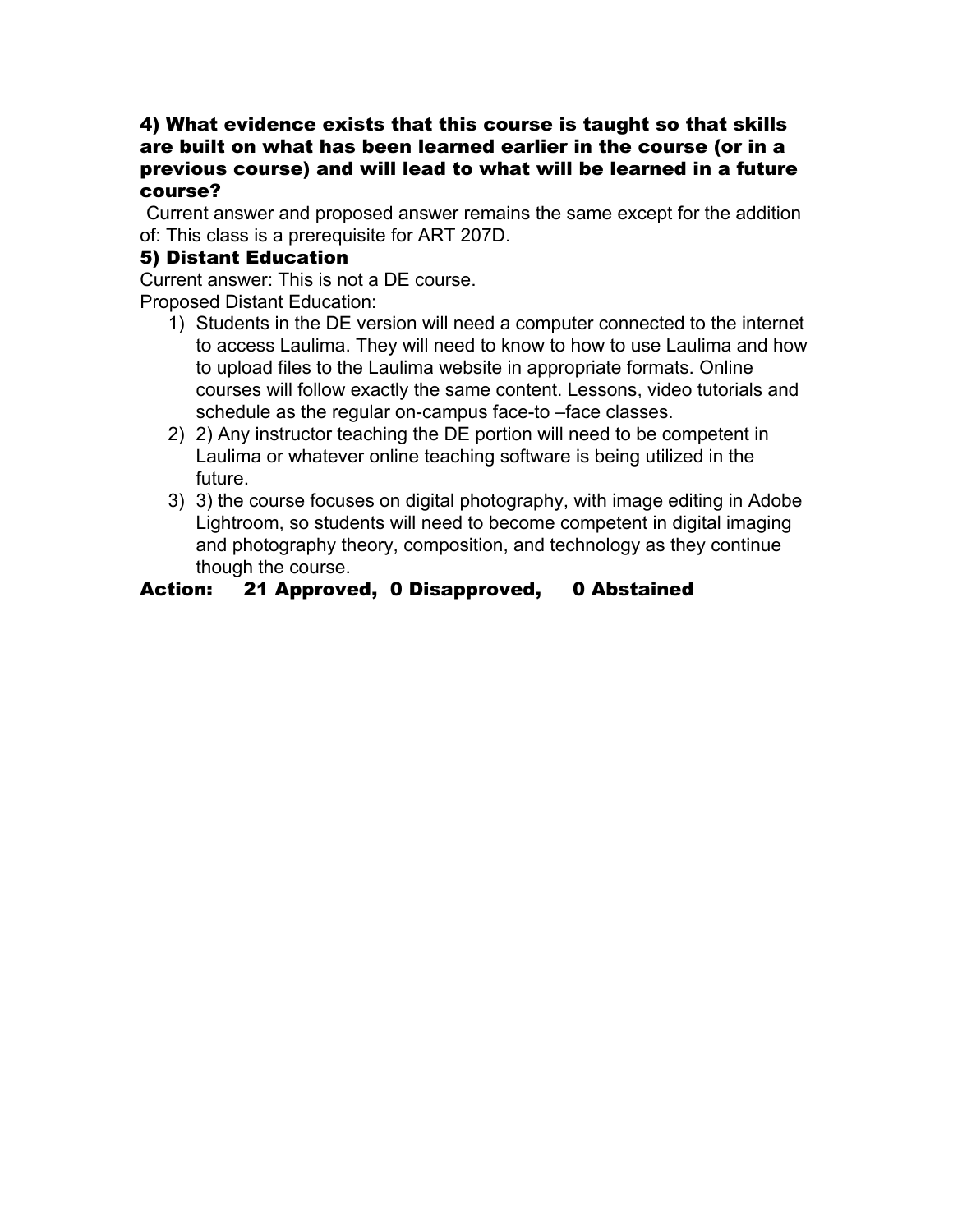**4) What evidence exists that this course is taught so that skills are built on what has been learned earlier in the course (or in a previous course) and will lead to what will be learned in a future course?**

Current answer and proposed answer remains the same except for the addition of: This class is a prerequisite for ART 207D.

**5) Distant Education**

Current answer: This is not a DE course.

Proposed Distant Education:

1) Students in the DE version will need a computer connected to the internet to access Laulima. They will need to know to how to use Laulima and how to upload files to the Laulima website in appropriate formats. Online courses will follow exactly the same content. Lessons, video tutorials and schedule as the regular on-campus face-to –face classes.
2) 2) Any instructor teaching the DE portion will need to be competent in Laulima or whatever online teaching software is being utilized in the future.
3) 3) the course focuses on digital photography, with image editing in Adobe Lightroom, so students will need to become competent in digital imaging and photography theory, composition, and technology as they continue though the course.

**Action: 21 Approved, 0 Disapproved, 0 Abstained**